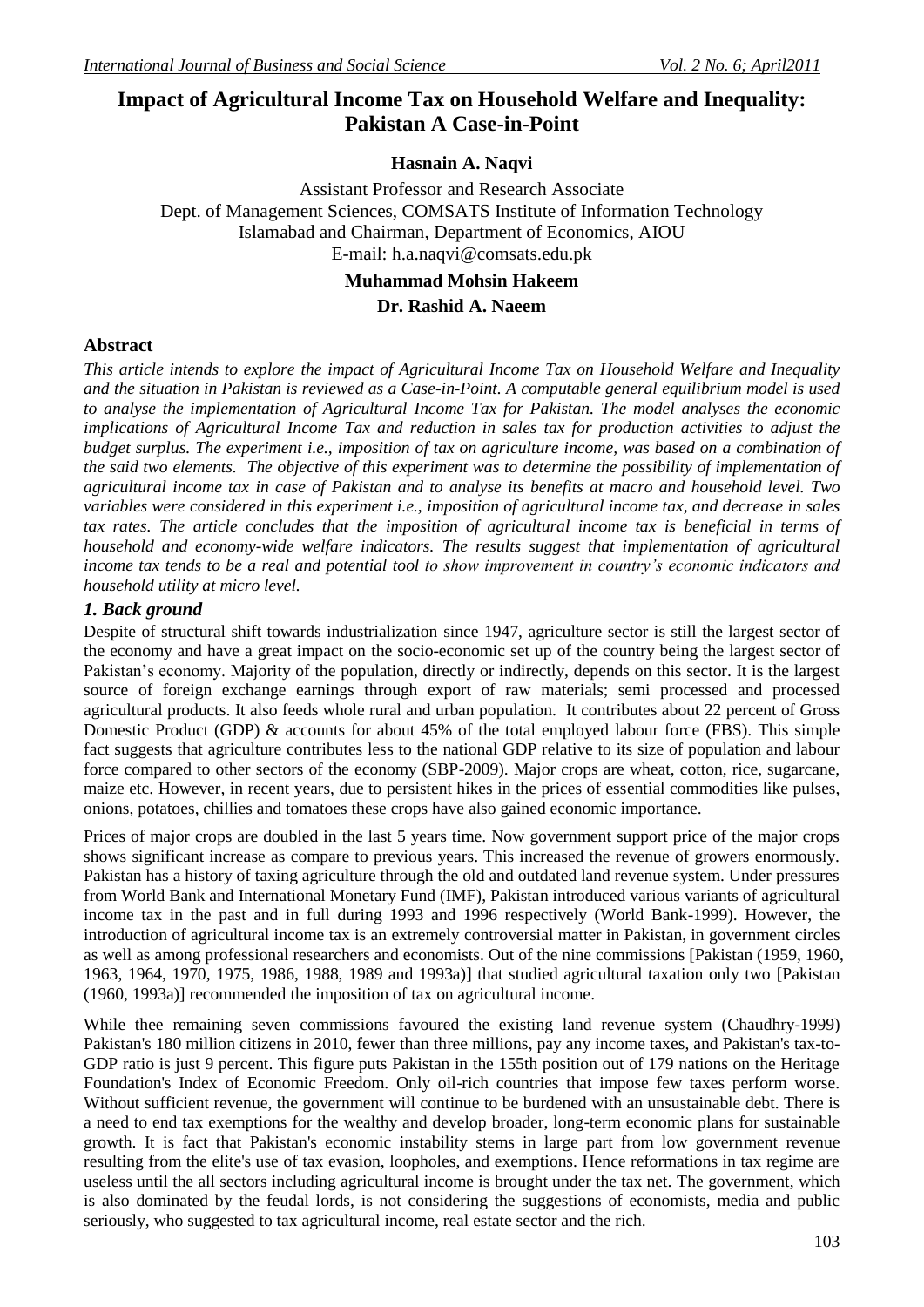# Impact of Agricultural Income Tax on Household Welfare and Inequality: Pakistan A Case-in-Point

**Hasnain A. Naqvi**

Assistant Professor and Research Associate
Dept. of Management Sciences, COMSATS Institute of Information Technology
Islamabad and Chairman, Department of Economics, AIOU
E-mail: h.a.naqvi@comsats.edu.pk

**Muhammad Mohsin Hakeem**

**Dr. Rashid A. Naeem**

## Abstract

*This article intends to explore the impact of Agricultural Income Tax on Household Welfare and Inequality and the situation in Pakistan is reviewed as a Case-in-Point. A computable general equilibrium model is used to analyse the implementation of Agricultural Income Tax for Pakistan. The model analyses the economic implications of Agricultural Income Tax and reduction in sales tax for production activities to adjust the budget surplus. The experiment i.e., imposition of tax on agriculture income, was based on a combination of the said two elements. The objective of this experiment was to determine the possibility of implementation of agricultural income tax in case of Pakistan and to analyse its benefits at macro and household level. Two variables were considered in this experiment i.e., imposition of agricultural income tax, and decrease in sales tax rates. The article concludes that the imposition of agricultural income tax is beneficial in terms of household and economy-wide welfare indicators. The results suggest that implementation of agricultural income tax tends to be a real and potential tool to show improvement in country's economic indicators and household utility at micro level.*

## *1. Back ground*

Despite of structural shift towards industrialization since 1947, agriculture sector is still the largest sector of the economy and have a great impact on the socio-economic set up of the country being the largest sector of Pakistan's economy. Majority of the population, directly or indirectly, depends on this sector. It is the largest source of foreign exchange earnings through export of raw materials; semi processed and processed agricultural products. It also feeds whole rural and urban population. It contributes about 22 percent of Gross Domestic Product (GDP) & accounts for about 45% of the total employed labour force (FBS). This simple fact suggests that agriculture contributes less to the national GDP relative to its size of population and labour force compared to other sectors of the economy (SBP-2009). Major crops are wheat, cotton, rice, sugarcane, maize etc. However, in recent years, due to persistent hikes in the prices of essential commodities like pulses, onions, potatoes, chillies and tomatoes these crops have also gained economic importance.

Prices of major crops are doubled in the last 5 years time. Now government support price of the major crops shows significant increase as compare to previous years. This increased the revenue of growers enormously. Pakistan has a history of taxing agriculture through the old and outdated land revenue system. Under pressures from World Bank and International Monetary Fund (IMF), Pakistan introduced various variants of agricultural income tax in the past and in full during 1993 and 1996 respectively (World Bank-1999). However, the introduction of agricultural income tax is an extremely controversial matter in Pakistan, in government circles as well as among professional researchers and economists. Out of the nine commissions [Pakistan (1959, 1960, 1963, 1964, 1970, 1975, 1986, 1988, 1989 and 1993a)] that studied agricultural taxation only two [Pakistan (1960, 1993a)] recommended the imposition of tax on agricultural income.

While thee remaining seven commissions favoured the existing land revenue system (Chaudhry-1999) Pakistan's 180 million citizens in 2010, fewer than three millions, pay any income taxes, and Pakistan's tax-to-GDP ratio is just 9 percent. This figure puts Pakistan in the 155th position out of 179 nations on the Heritage Foundation's Index of Economic Freedom. Only oil-rich countries that impose few taxes perform worse. Without sufficient revenue, the government will continue to be burdened with an unsustainable debt. There is a need to end tax exemptions for the wealthy and develop broader, long-term economic plans for sustainable growth. It is fact that Pakistan's economic instability stems in large part from low government revenue resulting from the elite's use of tax evasion, loopholes, and exemptions. Hence reformations in tax regime are useless until the all sectors including agricultural income is brought under the tax net. The government, which is also dominated by the feudal lords, is not considering the suggestions of economists, media and public seriously, who suggested to tax agricultural income, real estate sector and the rich.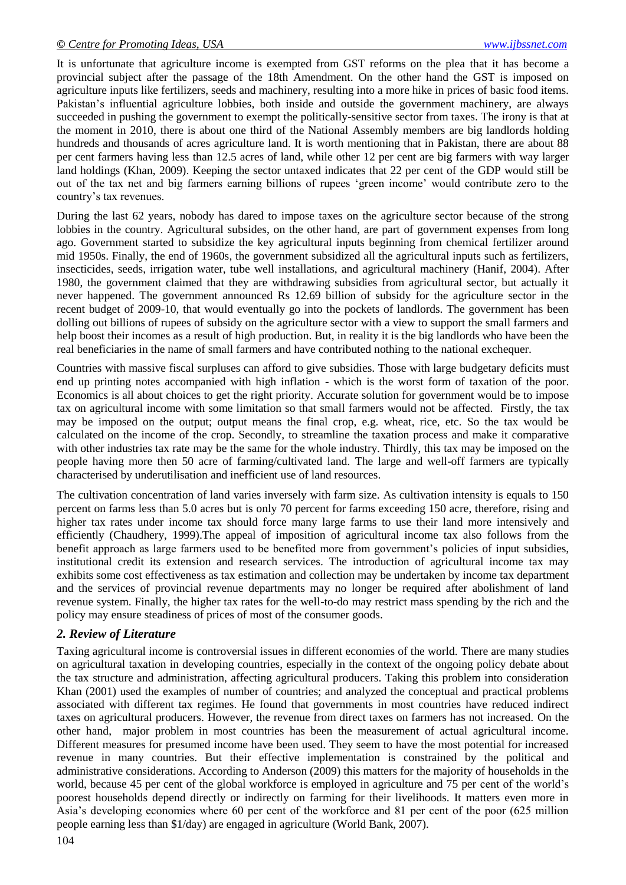It is unfortunate that agriculture income is exempted from GST reforms on the plea that it has become a provincial subject after the passage of the 18th Amendment. On the other hand the GST is imposed on agriculture inputs like fertilizers, seeds and machinery, resulting into a more hike in prices of basic food items. Pakistan's influential agriculture lobbies, both inside and outside the government machinery, are always succeeded in pushing the government to exempt the politically-sensitive sector from taxes. The irony is that at the moment in 2010, there is about one third of the National Assembly members are big landlords holding hundreds and thousands of acres agriculture land. It is worth mentioning that in Pakistan, there are about 88 per cent farmers having less than 12.5 acres of land, while other 12 per cent are big farmers with way larger land holdings (Khan, 2009). Keeping the sector untaxed indicates that 22 per cent of the GDP would still be out of the tax net and big farmers earning billions of rupees 'green income' would contribute zero to the country's tax revenues.

During the last 62 years, nobody has dared to impose taxes on the agriculture sector because of the strong lobbies in the country. Agricultural subsides, on the other hand, are part of government expenses from long ago. Government started to subsidize the key agricultural inputs beginning from chemical fertilizer around mid 1950s. Finally, the end of 1960s, the government subsidized all the agricultural inputs such as fertilizers, insecticides, seeds, irrigation water, tube well installations, and agricultural machinery (Hanif, 2004). After 1980, the government claimed that they are withdrawing subsidies from agricultural sector, but actually it never happened. The government announced Rs 12.69 billion of subsidy for the agriculture sector in the recent budget of 2009-10, that would eventually go into the pockets of landlords. The government has been dolling out billions of rupees of subsidy on the agriculture sector with a view to support the small farmers and help boost their incomes as a result of high production. But, in reality it is the big landlords who have been the real beneficiaries in the name of small farmers and have contributed nothing to the national exchequer.

Countries with massive fiscal surpluses can afford to give subsidies. Those with large budgetary deficits must end up printing notes accompanied with high inflation - which is the worst form of taxation of the poor. Economics is all about choices to get the right priority. Accurate solution for government would be to impose tax on agricultural income with some limitation so that small farmers would not be affected. Firstly, the tax may be imposed on the output; output means the final crop, e.g. wheat, rice, etc. So the tax would be calculated on the income of the crop. Secondly, to streamline the taxation process and make it comparative with other industries tax rate may be the same for the whole industry. Thirdly, this tax may be imposed on the people having more then 50 acre of farming/cultivated land. The large and well-off farmers are typically characterised by underutilisation and inefficient use of land resources.

The cultivation concentration of land varies inversely with farm size. As cultivation intensity is equals to 150 percent on farms less than 5.0 acres but is only 70 percent for farms exceeding 150 acre, therefore, rising and higher tax rates under income tax should force many large farms to use their land more intensively and efficiently (Chaudhery, 1999).The appeal of imposition of agricultural income tax also follows from the benefit approach as large farmers used to be benefited more from government's policies of input subsidies, institutional credit its extension and research services. The introduction of agricultural income tax may exhibits some cost effectiveness as tax estimation and collection may be undertaken by income tax department and the services of provincial revenue departments may no longer be required after abolishment of land revenue system. Finally, the higher tax rates for the well-to-do may restrict mass spending by the rich and the policy may ensure steadiness of prices of most of the consumer goods.

## *2. Review of Literature*

Taxing agricultural income is controversial issues in different economies of the world. There are many studies on agricultural taxation in developing countries, especially in the context of the ongoing policy debate about the tax structure and administration, affecting agricultural producers. Taking this problem into consideration Khan (2001) used the examples of number of countries; and analyzed the conceptual and practical problems associated with different tax regimes. He found that governments in most countries have reduced indirect taxes on agricultural producers. However, the revenue from direct taxes on farmers has not increased. On the other hand, major problem in most countries has been the measurement of actual agricultural income. Different measures for presumed income have been used. They seem to have the most potential for increased revenue in many countries. But their effective implementation is constrained by the political and administrative considerations. According to Anderson (2009) this matters for the majority of households in the world, because 45 per cent of the global workforce is employed in agriculture and 75 per cent of the world's poorest households depend directly or indirectly on farming for their livelihoods. It matters even more in Asia's developing economies where 60 per cent of the workforce and 81 per cent of the poor (625 million people earning less than $1/day) are engaged in agriculture (World Bank, 2007).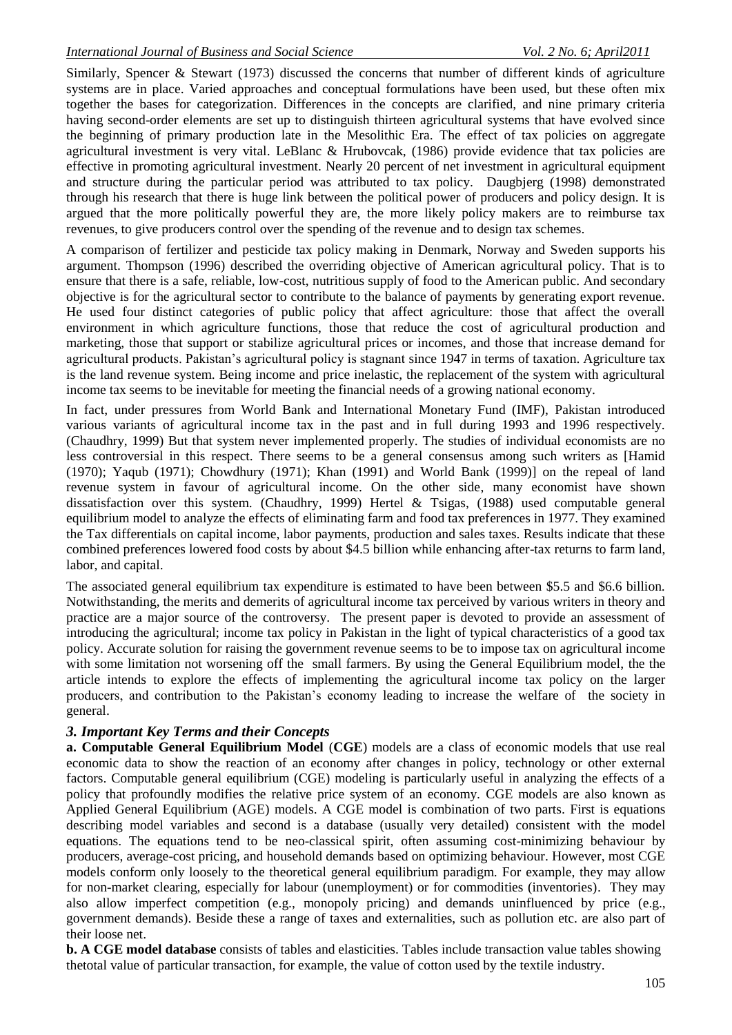Similarly, Spencer & Stewart (1973) discussed the concerns that number of different kinds of agriculture systems are in place. Varied approaches and conceptual formulations have been used, but these often mix together the bases for categorization. Differences in the concepts are clarified, and nine primary criteria having second-order elements are set up to distinguish thirteen agricultural systems that have evolved since the beginning of primary production late in the Mesolithic Era. The effect of tax policies on aggregate agricultural investment is very vital. LeBlanc & Hrubovcak, (1986) provide evidence that tax policies are effective in promoting agricultural investment. Nearly 20 percent of net investment in agricultural equipment and structure during the particular period was attributed to tax policy. Daugbjerg (1998) demonstrated through his research that there is huge link between the political power of producers and policy design. It is argued that the more politically powerful they are, the more likely policy makers are to reimburse tax revenues, to give producers control over the spending of the revenue and to design tax schemes.

A comparison of fertilizer and pesticide tax policy making in Denmark, Norway and Sweden supports his argument. Thompson (1996) described the overriding objective of American agricultural policy. That is to ensure that there is a safe, reliable, low-cost, nutritious supply of food to the American public. And secondary objective is for the agricultural sector to contribute to the balance of payments by generating export revenue. He used four distinct categories of public policy that affect agriculture: those that affect the overall environment in which agriculture functions, those that reduce the cost of agricultural production and marketing, those that support or stabilize agricultural prices or incomes, and those that increase demand for agricultural products. Pakistan's agricultural policy is stagnant since 1947 in terms of taxation. Agriculture tax is the land revenue system. Being income and price inelastic, the replacement of the system with agricultural income tax seems to be inevitable for meeting the financial needs of a growing national economy.

In fact, under pressures from World Bank and International Monetary Fund (IMF), Pakistan introduced various variants of agricultural income tax in the past and in full during 1993 and 1996 respectively. (Chaudhry, 1999) But that system never implemented properly. The studies of individual economists are no less controversial in this respect. There seems to be a general consensus among such writers as [Hamid (1970); Yaqub (1971); Chowdhury (1971); Khan (1991) and World Bank (1999)] on the repeal of land revenue system in favour of agricultural income. On the other side, many economist have shown dissatisfaction over this system. (Chaudhry, 1999) Hertel & Tsigas, (1988) used computable general equilibrium model to analyze the effects of eliminating farm and food tax preferences in 1977. They examined the Tax differentials on capital income, labor payments, production and sales taxes. Results indicate that these combined preferences lowered food costs by about $4.5 billion while enhancing after-tax returns to farm land, labor, and capital.

The associated general equilibrium tax expenditure is estimated to have been between $5.5 and $6.6 billion. Notwithstanding, the merits and demerits of agricultural income tax perceived by various writers in theory and practice are a major source of the controversy. The present paper is devoted to provide an assessment of introducing the agricultural; income tax policy in Pakistan in the light of typical characteristics of a good tax policy. Accurate solution for raising the government revenue seems to be to impose tax on agricultural income with some limitation not worsening off the small farmers. By using the General Equilibrium model, the the article intends to explore the effects of implementing the agricultural income tax policy on the larger producers, and contribution to the Pakistan's economy leading to increase the welfare of the society in general.

### *3. Important Key Terms and their Concepts*

**a. Computable General Equilibrium Model** (**CGE**) models are a class of economic models that use real economic data to show the reaction of an economy after changes in policy, technology or other external factors. Computable general equilibrium (CGE) modeling is particularly useful in analyzing the effects of a policy that profoundly modifies the relative price system of an economy. CGE models are also known as Applied General Equilibrium (AGE) models. A CGE model is combination of two parts. First is equations describing model variables and second is a database (usually very detailed) consistent with the model equations. The equations tend to be neo-classical spirit, often assuming cost-minimizing behaviour by producers, average-cost pricing, and household demands based on optimizing behaviour. However, most CGE models conform only loosely to the theoretical general equilibrium paradigm. For example, they may allow for non-market clearing, especially for labour (unemployment) or for commodities (inventories). They may also allow imperfect competition (e.g., monopoly pricing) and demands uninfluenced by price (e.g., government demands). Beside these a range of taxes and externalities, such as pollution etc. are also part of their loose net.

**b. A CGE model database** consists of tables and elasticities. Tables include transaction value tables showing thetotal value of particular transaction, for example, the value of cotton used by the textile industry.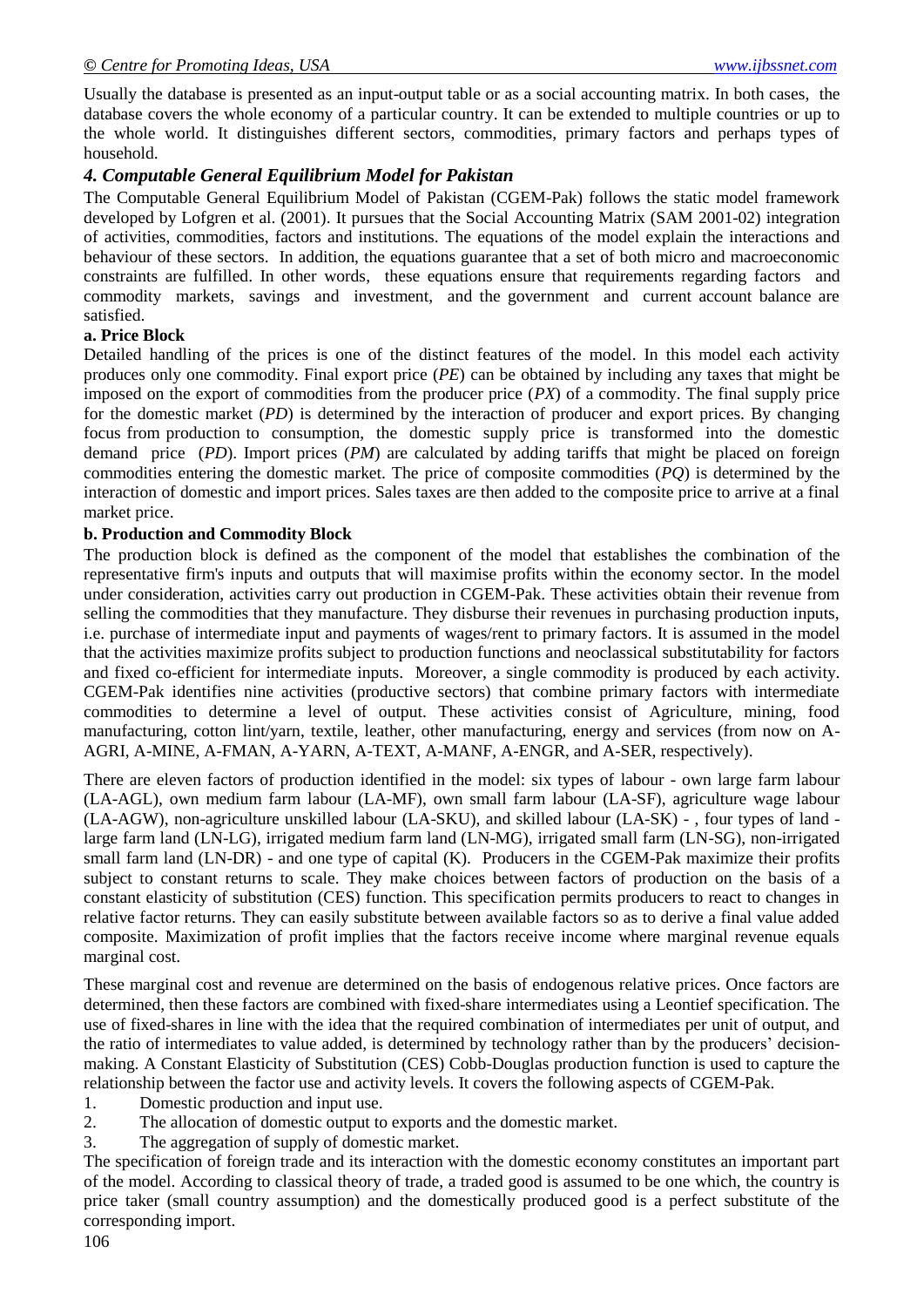Usually the database is presented as an input-output table or as a social accounting matrix. In both cases, the database covers the whole economy of a particular country. It can be extended to multiple countries or up to the whole world. It distinguishes different sectors, commodities, primary factors and perhaps types of household.

### *4. Computable General Equilibrium Model for Pakistan*

The Computable General Equilibrium Model of Pakistan (CGEM-Pak) follows the static model framework developed by Lofgren et al. (2001). It pursues that the Social Accounting Matrix (SAM 2001-02) integration of activities, commodities, factors and institutions. The equations of the model explain the interactions and behaviour of these sectors. In addition, the equations guarantee that a set of both micro and macroeconomic constraints are fulfilled. In other words, these equations ensure that requirements regarding factors and commodity markets, savings and investment, and the government and current account balance are satisfied.

**a. Price Block**

Detailed handling of the prices is one of the distinct features of the model. In this model each activity produces only one commodity. Final export price (*PE*) can be obtained by including any taxes that might be imposed on the export of commodities from the producer price (*PX*) of a commodity. The final supply price for the domestic market (*PD*) is determined by the interaction of producer and export prices. By changing focus from production to consumption, the domestic supply price is transformed into the domestic demand price (*PD*). Import prices (*PM*) are calculated by adding tariffs that might be placed on foreign commodities entering the domestic market. The price of composite commodities (*PQ*) is determined by the interaction of domestic and import prices. Sales taxes are then added to the composite price to arrive at a final market price.

**b. Production and Commodity Block**

The production block is defined as the component of the model that establishes the combination of the representative firm's inputs and outputs that will maximise profits within the economy sector. In the model under consideration, activities carry out production in CGEM-Pak. These activities obtain their revenue from selling the commodities that they manufacture. They disburse their revenues in purchasing production inputs, i.e. purchase of intermediate input and payments of wages/rent to primary factors. It is assumed in the model that the activities maximize profits subject to production functions and neoclassical substitutability for factors and fixed co-efficient for intermediate inputs. Moreover, a single commodity is produced by each activity. CGEM-Pak identifies nine activities (productive sectors) that combine primary factors with intermediate commodities to determine a level of output. These activities consist of Agriculture, mining, food manufacturing, cotton lint/yarn, textile, leather, other manufacturing, energy and services (from now on A-AGRI, A-MINE, A-FMAN, A-YARN, A-TEXT, A-MANF, A-ENGR, and A-SER, respectively).

There are eleven factors of production identified in the model: six types of labour - own large farm labour (LA-AGL), own medium farm labour (LA-MF), own small farm labour (LA-SF), agriculture wage labour (LA-AGW), non-agriculture unskilled labour (LA-SKU), and skilled labour (LA-SK) - , four types of land - large farm land (LN-LG), irrigated medium farm land (LN-MG), irrigated small farm (LN-SG), non-irrigated small farm land (LN-DR) - and one type of capital (K). Producers in the CGEM-Pak maximize their profits subject to constant returns to scale. They make choices between factors of production on the basis of a constant elasticity of substitution (CES) function. This specification permits producers to react to changes in relative factor returns. They can easily substitute between available factors so as to derive a final value added composite. Maximization of profit implies that the factors receive income where marginal revenue equals marginal cost.

These marginal cost and revenue are determined on the basis of endogenous relative prices. Once factors are determined, then these factors are combined with fixed-share intermediates using a Leontief specification. The use of fixed-shares in line with the idea that the required combination of intermediates per unit of output, and the ratio of intermediates to value added, is determined by technology rather than by the producers' decision-making. A Constant Elasticity of Substitution (CES) Cobb-Douglas production function is used to capture the relationship between the factor use and activity levels. It covers the following aspects of CGEM-Pak.

1. Domestic production and input use.
2. The allocation of domestic output to exports and the domestic market.
3. The aggregation of supply of domestic market.

The specification of foreign trade and its interaction with the domestic economy constitutes an important part of the model. According to classical theory of trade, a traded good is assumed to be one which, the country is price taker (small country assumption) and the domestically produced good is a perfect substitute of the corresponding import.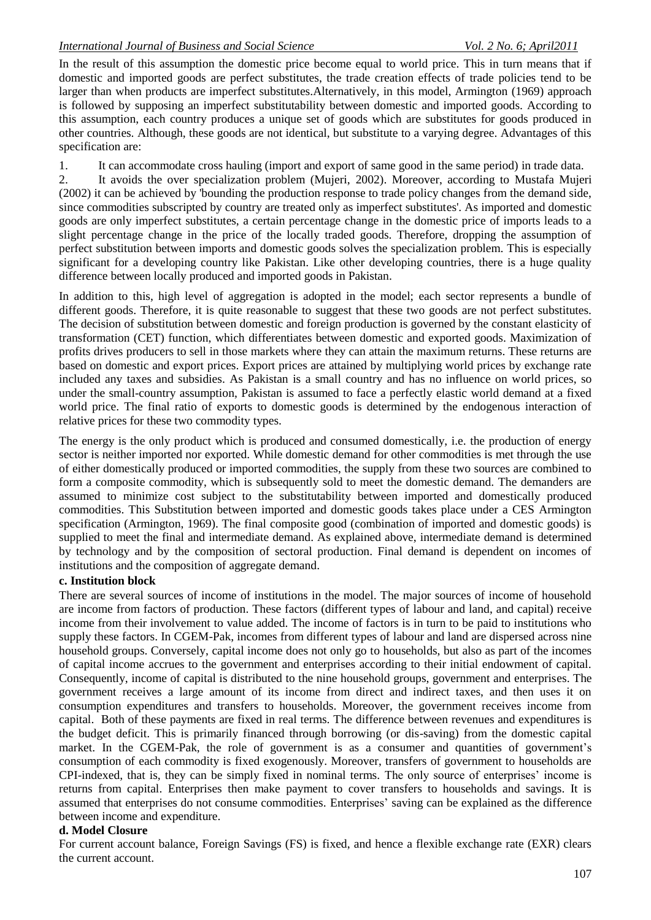In the result of this assumption the domestic price become equal to world price. This in turn means that if domestic and imported goods are perfect substitutes, the trade creation effects of trade policies tend to be larger than when products are imperfect substitutes.Alternatively, in this model, Armington (1969) approach is followed by supposing an imperfect substitutability between domestic and imported goods. According to this assumption, each country produces a unique set of goods which are substitutes for goods produced in other countries. Although, these goods are not identical, but substitute to a varying degree. Advantages of this specification are:

1. It can accommodate cross hauling (import and export of same good in the same period) in trade data.
2. It avoids the over specialization problem (Mujeri, 2002). Moreover, according to Mustafa Mujeri (2002) it can be achieved by 'bounding the production response to trade policy changes from the demand side, since commodities subscripted by country are treated only as imperfect substitutes'. As imported and domestic goods are only imperfect substitutes, a certain percentage change in the domestic price of imports leads to a slight percentage change in the price of the locally traded goods. Therefore, dropping the assumption of perfect substitution between imports and domestic goods solves the specialization problem. This is especially significant for a developing country like Pakistan. Like other developing countries, there is a huge quality difference between locally produced and imported goods in Pakistan.

In addition to this, high level of aggregation is adopted in the model; each sector represents a bundle of different goods. Therefore, it is quite reasonable to suggest that these two goods are not perfect substitutes. The decision of substitution between domestic and foreign production is governed by the constant elasticity of transformation (CET) function, which differentiates between domestic and exported goods. Maximization of profits drives producers to sell in those markets where they can attain the maximum returns. These returns are based on domestic and export prices. Export prices are attained by multiplying world prices by exchange rate included any taxes and subsidies. As Pakistan is a small country and has no influence on world prices, so under the small-country assumption, Pakistan is assumed to face a perfectly elastic world demand at a fixed world price. The final ratio of exports to domestic goods is determined by the endogenous interaction of relative prices for these two commodity types.

The energy is the only product which is produced and consumed domestically, i.e. the production of energy sector is neither imported nor exported. While domestic demand for other commodities is met through the use of either domestically produced or imported commodities, the supply from these two sources are combined to form a composite commodity, which is subsequently sold to meet the domestic demand. The demanders are assumed to minimize cost subject to the substitutability between imported and domestically produced commodities. This Substitution between imported and domestic goods takes place under a CES Armington specification (Armington, 1969). The final composite good (combination of imported and domestic goods) is supplied to meet the final and intermediate demand. As explained above, intermediate demand is determined by technology and by the composition of sectoral production. Final demand is dependent on incomes of institutions and the composition of aggregate demand.

**c. Institution block**

There are several sources of income of institutions in the model. The major sources of income of household are income from factors of production. These factors (different types of labour and land, and capital) receive income from their involvement to value added. The income of factors is in turn to be paid to institutions who supply these factors. In CGEM-Pak, incomes from different types of labour and land are dispersed across nine household groups. Conversely, capital income does not only go to households, but also as part of the incomes of capital income accrues to the government and enterprises according to their initial endowment of capital. Consequently, income of capital is distributed to the nine household groups, government and enterprises. The government receives a large amount of its income from direct and indirect taxes, and then uses it on consumption expenditures and transfers to households. Moreover, the government receives income from capital. Both of these payments are fixed in real terms. The difference between revenues and expenditures is the budget deficit. This is primarily financed through borrowing (or dis-saving) from the domestic capital market. In the CGEM-Pak, the role of government is as a consumer and quantities of government's consumption of each commodity is fixed exogenously. Moreover, transfers of government to households are CPI-indexed, that is, they can be simply fixed in nominal terms. The only source of enterprises' income is returns from capital. Enterprises then make payment to cover transfers to households and savings. It is assumed that enterprises do not consume commodities. Enterprises' saving can be explained as the difference between income and expenditure.

**d. Model Closure**

For current account balance, Foreign Savings (FS) is fixed, and hence a flexible exchange rate (EXR) clears the current account.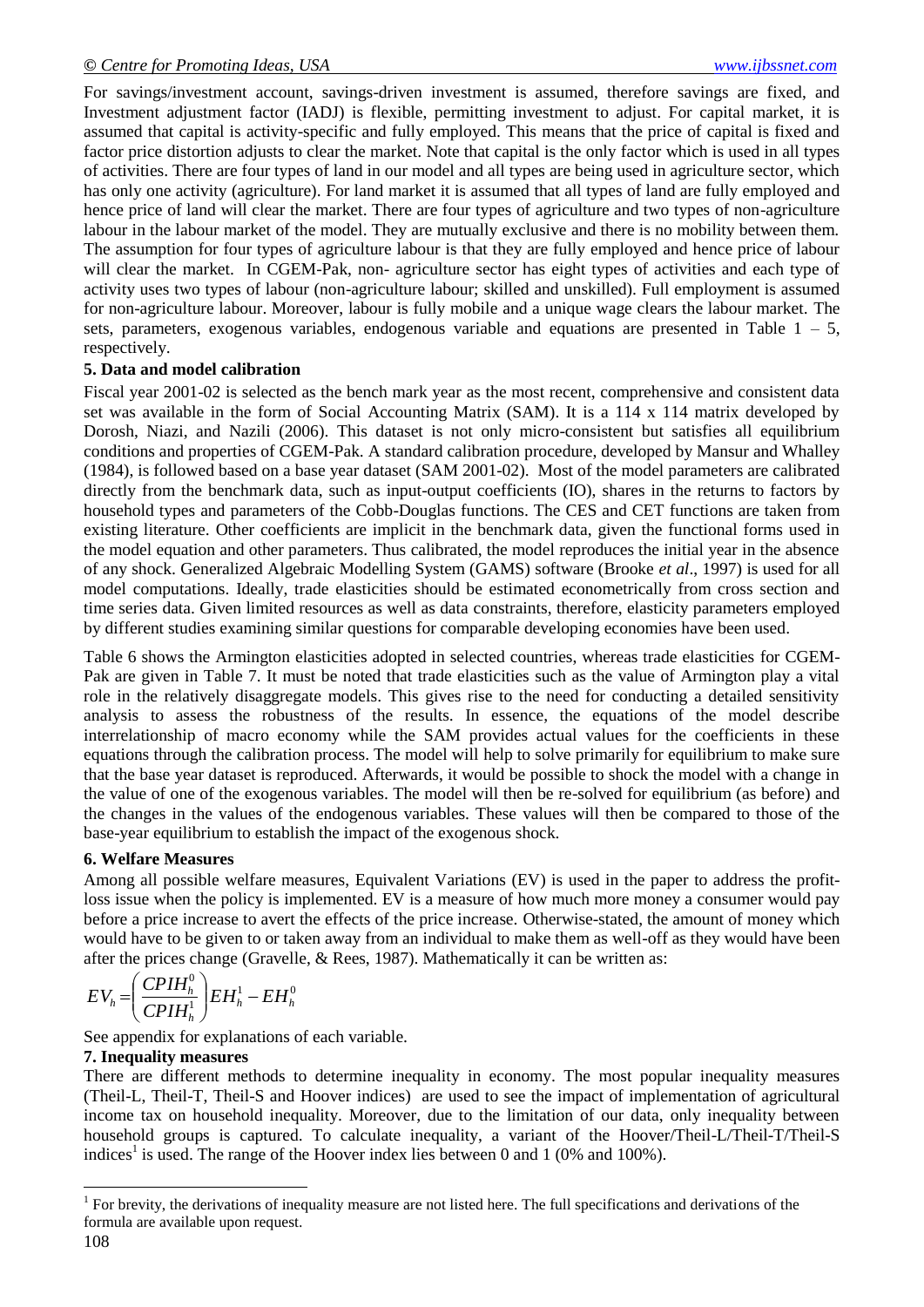For savings/investment account, savings-driven investment is assumed, therefore savings are fixed, and Investment adjustment factor (IADJ) is flexible, permitting investment to adjust. For capital market, it is assumed that capital is activity-specific and fully employed. This means that the price of capital is fixed and factor price distortion adjusts to clear the market. Note that capital is the only factor which is used in all types of activities. There are four types of land in our model and all types are being used in agriculture sector, which has only one activity (agriculture). For land market it is assumed that all types of land are fully employed and hence price of land will clear the market. There are four types of agriculture and two types of non-agriculture labour in the labour market of the model. They are mutually exclusive and there is no mobility between them. The assumption for four types of agriculture labour is that they are fully employed and hence price of labour will clear the market. In CGEM-Pak, non- agriculture sector has eight types of activities and each type of activity uses two types of labour (non-agriculture labour; skilled and unskilled). Full employment is assumed for non-agriculture labour. Moreover, labour is fully mobile and a unique wage clears the labour market. The sets, parameters, exogenous variables, endogenous variable and equations are presented in Table 1 – 5, respectively.

## 5. Data and model calibration

Fiscal year 2001-02 is selected as the bench mark year as the most recent, comprehensive and consistent data set was available in the form of Social Accounting Matrix (SAM). It is a 114 x 114 matrix developed by Dorosh, Niazi, and Nazili (2006). This dataset is not only micro-consistent but satisfies all equilibrium conditions and properties of CGEM-Pak. A standard calibration procedure, developed by Mansur and Whalley (1984), is followed based on a base year dataset (SAM 2001-02). Most of the model parameters are calibrated directly from the benchmark data, such as input-output coefficients (IO), shares in the returns to factors by household types and parameters of the Cobb-Douglas functions. The CES and CET functions are taken from existing literature. Other coefficients are implicit in the benchmark data, given the functional forms used in the model equation and other parameters. Thus calibrated, the model reproduces the initial year in the absence of any shock. Generalized Algebraic Modelling System (GAMS) software (Brooke *et al*., 1997) is used for all model computations. Ideally, trade elasticities should be estimated econometrically from cross section and time series data. Given limited resources as well as data constraints, therefore, elasticity parameters employed by different studies examining similar questions for comparable developing economies have been used.

Table 6 shows the Armington elasticities adopted in selected countries, whereas trade elasticities for CGEM-Pak are given in Table 7. It must be noted that trade elasticities such as the value of Armington play a vital role in the relatively disaggregate models. This gives rise to the need for conducting a detailed sensitivity analysis to assess the robustness of the results. In essence, the equations of the model describe interrelationship of macro economy while the SAM provides actual values for the coefficients in these equations through the calibration process. The model will help to solve primarily for equilibrium to make sure that the base year dataset is reproduced. Afterwards, it would be possible to shock the model with a change in the value of one of the exogenous variables. The model will then be re-solved for equilibrium (as before) and the changes in the values of the endogenous variables. These values will then be compared to those of the base-year equilibrium to establish the impact of the exogenous shock.

## 6. Welfare Measures

Among all possible welfare measures, Equivalent Variations (EV) is used in the paper to address the profit-loss issue when the policy is implemented. EV is a measure of how much more money a consumer would pay before a price increase to avert the effects of the price increase. Otherwise-stated, the amount of money which would have to be given to or taken away from an individual to make them as well-off as they would have been after the prices change (Gravelle, & Rees, 1987). Mathematically it can be written as:

$$EV_h = \left( \frac{CPIH_h^0}{CPIH_h^1} \right) EH_h^1 - EH_h^0$$

See appendix for explanations of each variable.

## 7. Inequality measures

There are different methods to determine inequality in economy. The most popular inequality measures (Theil-L, Theil-T, Theil-S and Hoover indices) are used to see the impact of implementation of agricultural income tax on household inequality. Moreover, due to the limitation of our data, only inequality between household groups is captured. To calculate inequality, a variant of the Hoover/Theil-L/Theil-T/Theil-S indices[1] is used. The range of the Hoover index lies between 0 and 1 (0% and 100%).

[1] For brevity, the derivations of inequality measure are not listed here. The full specifications and derivations of the formula are available upon request.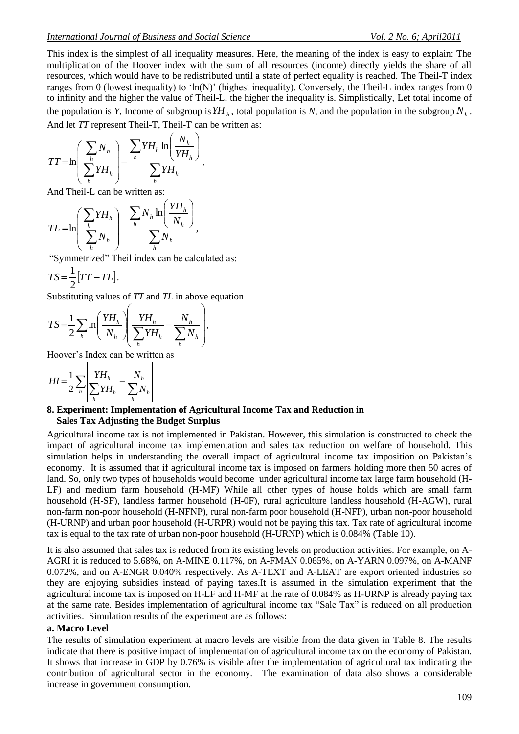This index is the simplest of all inequality measures. Here, the meaning of the index is easy to explain: The multiplication of the Hoover index with the sum of all resources (income) directly yields the share of all resources, which would have to be redistributed until a state of perfect equality is reached. The Theil-T index ranges from 0 (lowest inequality) to 'ln(N)' (highest inequality). Conversely, the Theil-L index ranges from 0 to infinity and the higher the value of Theil-L, the higher the inequality is. Simplistically, Let total income of the population is *Y*, Income of subgroup is $YH_h$, total population is *N*, and the population in the subgroup $N_h$. And let *TT* represent Theil-T, Theil-T can be written as:

$$TT = \ln\left(\frac{\sum_h N_h}{\sum_h YH_h}\right) - \frac{\sum_h YH_h \ln\left(\frac{N_h}{YH_h}\right)}{\sum_h YH_h},$$

And Theil-L can be written as:

$$TL = \ln\left(\frac{\sum_h YH_h}{\sum_h N_h}\right) - \frac{\sum_h N_h \ln\left(\frac{YH_h}{N_h}\right)}{\sum_h N_h},$$

"Symmetrized" Theil index can be calculated as:

$$TS = \frac{1}{2}\left[TT - TL\right].$$

Substituting values of *TT* and *TL* in above equation

$$TS = \frac{1}{2}\sum_h \ln\left(\frac{YH_h}{N_h}\right)\left(\frac{YH_h}{\sum_h YH_h} - \frac{N_h}{\sum_h N_h}\right),$$

Hoover's Index can be written as

$$HI = \frac{1}{2}\sum_h \left|\frac{YH_h}{\sum_h YH_h} - \frac{N_h}{\sum_h N_h}\right|$$

## 8. Experiment: Implementation of Agricultural Income Tax and Reduction in Sales Tax Adjusting the Budget Surplus

Agricultural income tax is not implemented in Pakistan. However, this simulation is constructed to check the impact of agricultural income tax implementation and sales tax reduction on welfare of household. This simulation helps in understanding the overall impact of agricultural income tax imposition on Pakistan's economy. It is assumed that if agricultural income tax is imposed on farmers holding more then 50 acres of land. So, only two types of households would become under agricultural income tax large farm household (H-LF) and medium farm household (H-MF) While all other types of house holds which are small farm household (H-SF), landless farmer household (H-0F), rural agriculture landless household (H-AGW), rural non-farm non-poor household (H-NFNP), rural non-farm poor household (H-NFP), urban non-poor household (H-URNP) and urban poor household (H-URPR) would not be paying this tax. Tax rate of agricultural income tax is equal to the tax rate of urban non-poor household (H-URNP) which is 0.084% (Table 10).

It is also assumed that sales tax is reduced from its existing levels on production activities. For example, on A-AGRI it is reduced to 5.68%, on A-MINE 0.117%, on A-FMAN 0.065%, on A-YARN 0.097%, on A-MANF 0.072%, and on A-ENGR 0.040% respectively. As A-TEXT and A-LEAT are export oriented industries so they are enjoying subsidies instead of paying taxes.It is assumed in the simulation experiment that the agricultural income tax is imposed on H-LF and H-MF at the rate of 0.084% as H-URNP is already paying tax at the same rate. Besides implementation of agricultural income tax "Sale Tax" is reduced on all production activities. Simulation results of the experiment are as follows:

### a. Macro Level

The results of simulation experiment at macro levels are visible from the data given in Table 8. The results indicate that there is positive impact of implementation of agricultural income tax on the economy of Pakistan. It shows that increase in GDP by 0.76% is visible after the implementation of agricultural tax indicating the contribution of agricultural sector in the economy. The examination of data also shows a considerable increase in government consumption.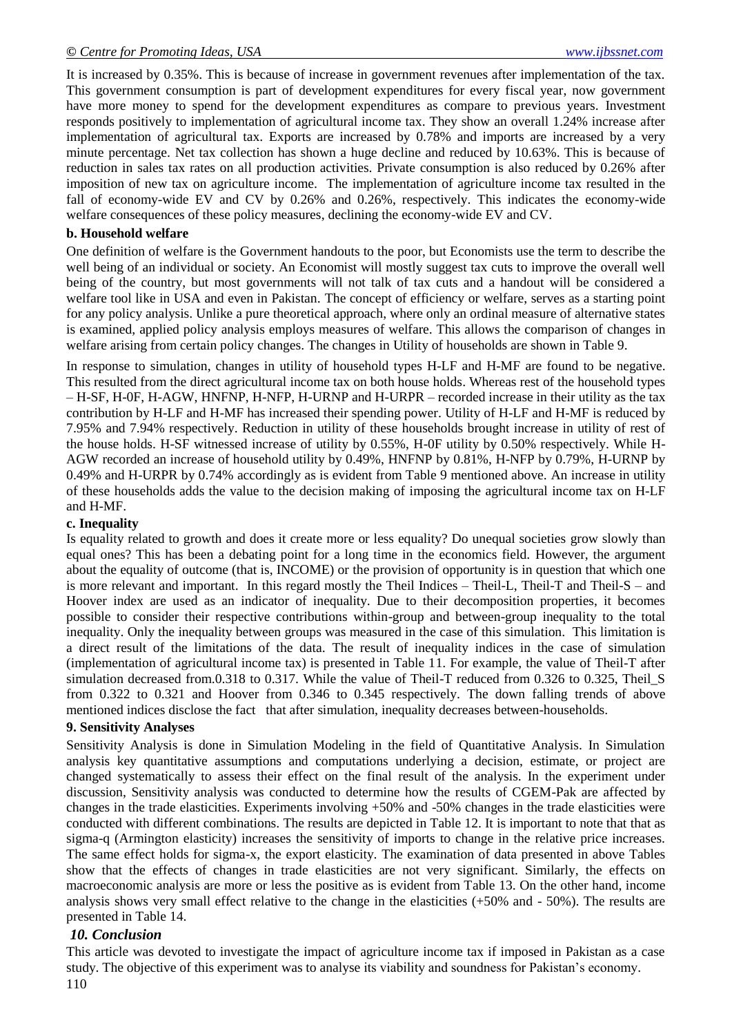It is increased by 0.35%. This is because of increase in government revenues after implementation of the tax. This government consumption is part of development expenditures for every fiscal year, now government have more money to spend for the development expenditures as compare to previous years. Investment responds positively to implementation of agricultural income tax. They show an overall 1.24% increase after implementation of agricultural tax. Exports are increased by 0.78% and imports are increased by a very minute percentage. Net tax collection has shown a huge decline and reduced by 10.63%. This is because of reduction in sales tax rates on all production activities. Private consumption is also reduced by 0.26% after imposition of new tax on agriculture income. The implementation of agriculture income tax resulted in the fall of economy-wide EV and CV by 0.26% and 0.26%, respectively. This indicates the economy-wide welfare consequences of these policy measures, declining the economy-wide EV and CV.

**b. Household welfare**

One definition of welfare is the Government handouts to the poor, but Economists use the term to describe the well being of an individual or society. An Economist will mostly suggest tax cuts to improve the overall well being of the country, but most governments will not talk of tax cuts and a handout will be considered a welfare tool like in USA and even in Pakistan. The concept of efficiency or welfare, serves as a starting point for any policy analysis. Unlike a pure theoretical approach, where only an ordinal measure of alternative states is examined, applied policy analysis employs measures of welfare. This allows the comparison of changes in welfare arising from certain policy changes. The changes in Utility of households are shown in Table 9.

In response to simulation, changes in utility of household types H-LF and H-MF are found to be negative. This resulted from the direct agricultural income tax on both house holds. Whereas rest of the household types – H-SF, H-0F, H-AGW, HNFNP, H-NFP, H-URNP and H-URPR – recorded increase in their utility as the tax contribution by H-LF and H-MF has increased their spending power. Utility of H-LF and H-MF is reduced by 7.95% and 7.94% respectively. Reduction in utility of these households brought increase in utility of rest of the house holds. H-SF witnessed increase of utility by 0.55%, H-0F utility by 0.50% respectively. While H-AGW recorded an increase of household utility by 0.49%, HNFNP by 0.81%, H-NFP by 0.79%, H-URNP by 0.49% and H-URPR by 0.74% accordingly as is evident from Table 9 mentioned above. An increase in utility of these households adds the value to the decision making of imposing the agricultural income tax on H-LF and H-MF.

**c. Inequality**

Is equality related to growth and does it create more or less equality? Do unequal societies grow slowly than equal ones? This has been a debating point for a long time in the economics field. However, the argument about the equality of outcome (that is, INCOME) or the provision of opportunity is in question that which one is more relevant and important. In this regard mostly the Theil Indices – Theil-L, Theil-T and Theil-S – and Hoover index are used as an indicator of inequality. Due to their decomposition properties, it becomes possible to consider their respective contributions within-group and between-group inequality to the total inequality. Only the inequality between groups was measured in the case of this simulation. This limitation is a direct result of the limitations of the data. The result of inequality indices in the case of simulation (implementation of agricultural income tax) is presented in Table 11. For example, the value of Theil-T after simulation decreased from.0.318 to 0.317. While the value of Theil-T reduced from 0.326 to 0.325, Theil_S from 0.322 to 0.321 and Hoover from 0.346 to 0.345 respectively. The down falling trends of above mentioned indices disclose the fact that after simulation, inequality decreases between-households.

**9. Sensitivity Analyses**

Sensitivity Analysis is done in Simulation Modeling in the field of Quantitative Analysis. In Simulation analysis key quantitative assumptions and computations underlying a decision, estimate, or project are changed systematically to assess their effect on the final result of the analysis. In the experiment under discussion, Sensitivity analysis was conducted to determine how the results of CGEM-Pak are affected by changes in the trade elasticities. Experiments involving +50% and -50% changes in the trade elasticities were conducted with different combinations. The results are depicted in Table 12. It is important to note that that as sigma-q (Armington elasticity) increases the sensitivity of imports to change in the relative price increases. The same effect holds for sigma-x, the export elasticity. The examination of data presented in above Tables show that the effects of changes in trade elasticities are not very significant. Similarly, the effects on macroeconomic analysis are more or less the positive as is evident from Table 13. On the other hand, income analysis shows very small effect relative to the change in the elasticities (+50% and - 50%). The results are presented in Table 14.

## *10. Conclusion*

This article was devoted to investigate the impact of agriculture income tax if imposed in Pakistan as a case study. The objective of this experiment was to analyse its viability and soundness for Pakistan's economy.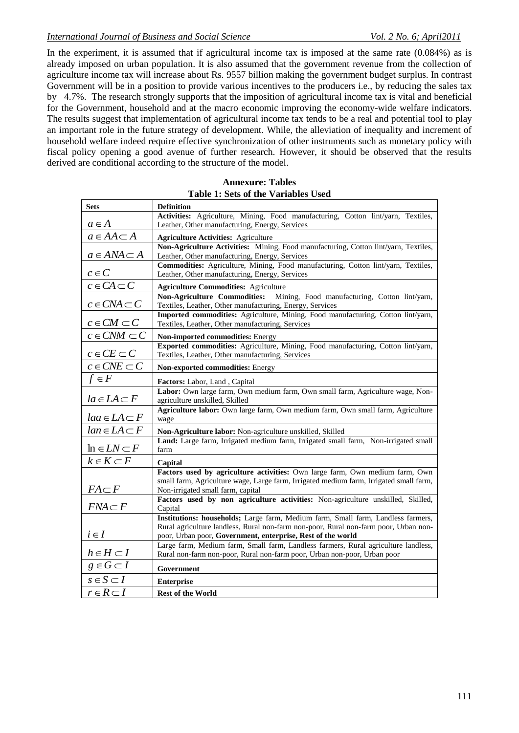In the experiment, it is assumed that if agricultural income tax is imposed at the same rate (0.084%) as is already imposed on urban population. It is also assumed that the government revenue from the collection of agriculture income tax will increase about Rs. 9557 billion making the government budget surplus. In contrast Government will be in a position to provide various incentives to the producers i.e., by reducing the sales tax by 4.7%. The research strongly supports that the imposition of agricultural income tax is vital and beneficial for the Government, household and at the macro economic improving the economy-wide welfare indicators. The results suggest that implementation of agricultural income tax tends to be a real and potential tool to play an important role in the future strategy of development. While, the alleviation of inequality and increment of household welfare indeed require effective synchronization of other instruments such as monetary policy with fiscal policy opening a good avenue of further research. However, it should be observed that the results derived are conditional according to the structure of the model.

## Annexure: Tables

**Table 1: Sets of the Variables Used**

| Sets | Definition |
|---|---|
| $a \in A$ | **Activities:** Agriculture, Mining, Food manufacturing, Cotton lint/yarn, Textiles, Leather, Other manufacturing, Energy, Services |
| $a \in AA \subset A$ | **Agriculture Activities:** Agriculture |
| $a \in ANA \subset A$ | **Non-Agriculture Activities:** Mining, Food manufacturing, Cotton lint/yarn, Textiles, Leather, Other manufacturing, Energy, Services |
| $c \in C$ | **Commodities:** Agriculture, Mining, Food manufacturing, Cotton lint/yarn, Textiles, Leather, Other manufacturing, Energy, Services |
| $c \in CA \subset C$ | **Agriculture Commodities:** Agriculture |
| $c \in CNA \subset C$ | **Non-Agriculture Commodities:** Mining, Food manufacturing, Cotton lint/yarn, Textiles, Leather, Other manufacturing, Energy, Services |
| $c \in CM \subset C$ | **Imported commodities:** Agriculture, Mining, Food manufacturing, Cotton lint/yarn, Textiles, Leather, Other manufacturing, Services |
| $c \in CNM \subset C$ | **Non-imported commodities:** Energy |
| $c \in CE \subset C$ | **Exported commodities:** Agriculture, Mining, Food manufacturing, Cotton lint/yarn, Textiles, Leather, Other manufacturing, Services |
| $c \in CNE \subset C$ | **Non-exported commodities:** Energy |
| $f \in F$ | **Factors:** Labor, Land , Capital |
| $la \in LA \subset F$ | **Labor:** Own large farm, Own medium farm, Own small farm, Agriculture wage, Non-agriculture unskilled, Skilled |
| $laa \in LA \subset F$ | **Agriculture labor:** Own large farm, Own medium farm, Own small farm, Agriculture wage |
| $lan \in LA \subset F$ | **Non-Agriculture labor:** Non-agriculture unskilled, Skilled |
| $\ln \in LN \subset F$ | **Land:** Large farm, Irrigated medium farm, Irrigated small farm, Non-irrigated small farm |
| $k \in K \subset F$ | **Capital** |
| $FA \subset F$ | **Factors used by agriculture activities:** Own large farm, Own medium farm, Own small farm, Agriculture wage, Large farm, Irrigated medium farm, Irrigated small farm, Non-irrigated small farm, capital |
| $FNA \subset F$ | **Factors used by non agriculture activities:** Non-agriculture unskilled, Skilled, Capital |
| $i \in I$ | **Institutions: households;** Large farm, Medium farm, Small farm, Landless farmers, Rural agriculture landless, Rural non-farm non-poor, Rural non-farm poor, Urban non-poor, Urban poor, **Government, enterprise, Rest of the world** |
| $h \in H \subset I$ | Large farm, Medium farm, Small farm, Landless farmers, Rural agriculture landless, Rural non-farm non-poor, Rural non-farm poor, Urban non-poor, Urban poor |
| $g \in G \subset I$ | **Government** |
| $s \in S \subset I$ | **Enterprise** |
| $r \in R \subset I$ | **Rest of the World** |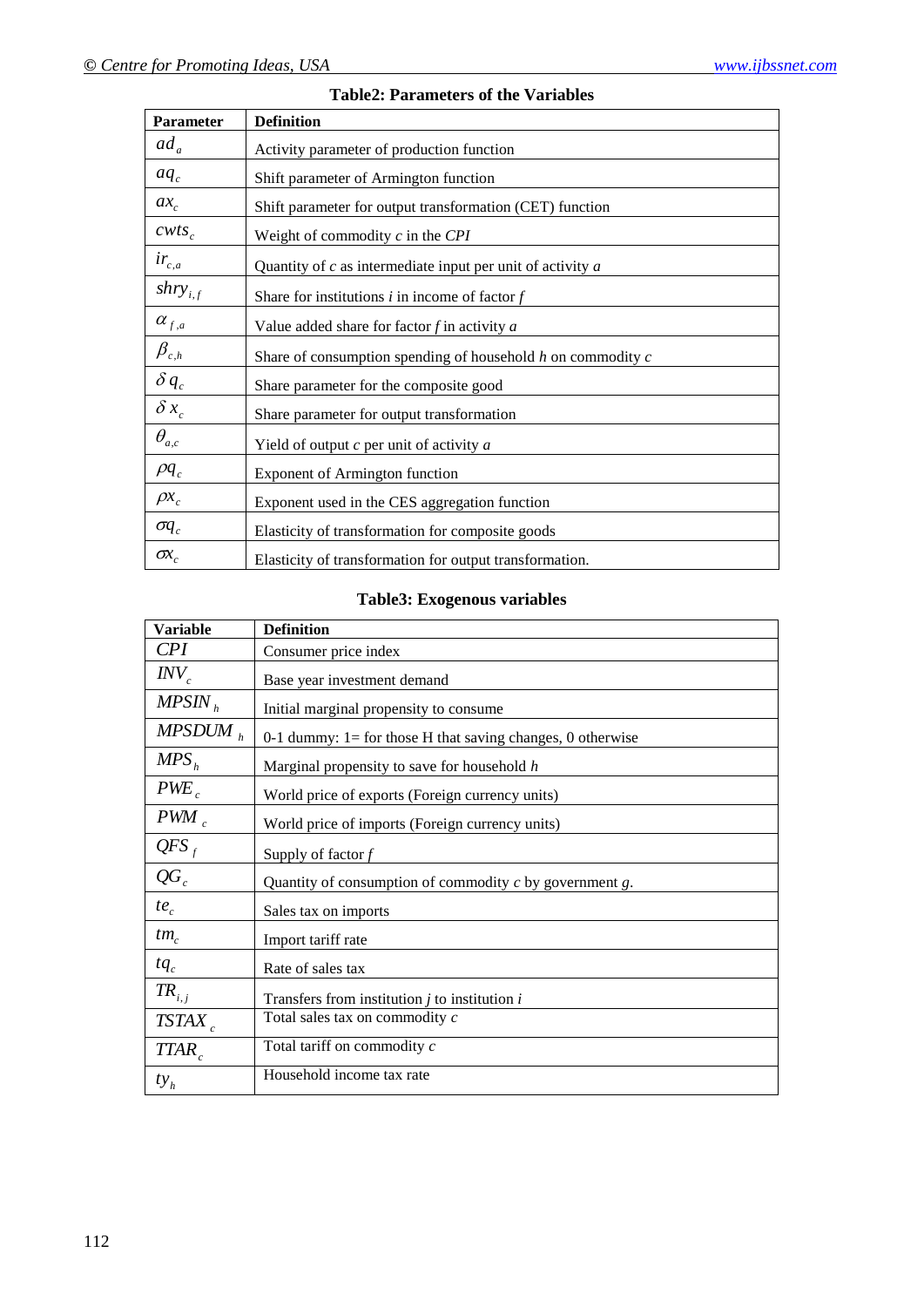**Table2: Parameters of the Variables**

| Parameter | Definition |
|---|---|
| $ad_a$ | Activity parameter of production function |
| $aq_c$ | Shift parameter of Armington function |
| $ax_c$ | Shift parameter for output transformation (CET) function |
| $cwts_c$ | Weight of commodity *c* in the *CPI* |
| $ir_{c,a}$ | Quantity of *c* as intermediate input per unit of activity *a* |
| $shry_{i,f}$ | Share for institutions *i* in income of factor *f* |
| $\alpha_{f,a}$ | Value added share for factor *f* in activity *a* |
| $\beta_{c,h}$ | Share of consumption spending of household *h* on commodity *c* |
| $\delta q_c$ | Share parameter for the composite good |
| $\delta x_c$ | Share parameter for output transformation |
| $\theta_{a,c}$ | Yield of output *c* per unit of activity *a* |
| $\rho q_c$ | Exponent of Armington function |
| $\rho x_c$ | Exponent used in the CES aggregation function |
| $\sigma q_c$ | Elasticity of transformation for composite goods |
| $\sigma x_c$ | Elasticity of transformation for output transformation. |

**Table3: Exogenous variables**

| Variable | Definition |
|---|---|
| $CPI$ | Consumer price index |
| $INV_c$ | Base year investment demand |
| $MPSIN_h$ | Initial marginal propensity to consume |
| $MPSDUM_h$ | 0-1 dummy: 1= for those H that saving changes, 0 otherwise |
| $MPS_h$ | Marginal propensity to save for household *h* |
| $PWE_c$ | World price of exports (Foreign currency units) |
| $PWM_c$ | World price of imports (Foreign currency units) |
| $QFS_f$ | Supply of factor *f* |
| $QG_c$ | Quantity of consumption of commodity *c* by government *g*. |
| $te_c$ | Sales tax on imports |
| $tm_c$ | Import tariff rate |
| $tq_c$ | Rate of sales tax |
| $TR_{i,j}$ | Transfers from institution *j* to institution *i* |
| $TSTAX_c$ | Total sales tax on commodity *c* |
| $TTAR_c$ | Total tariff on commodity *c* |
| $ty_h$ | Household income tax rate |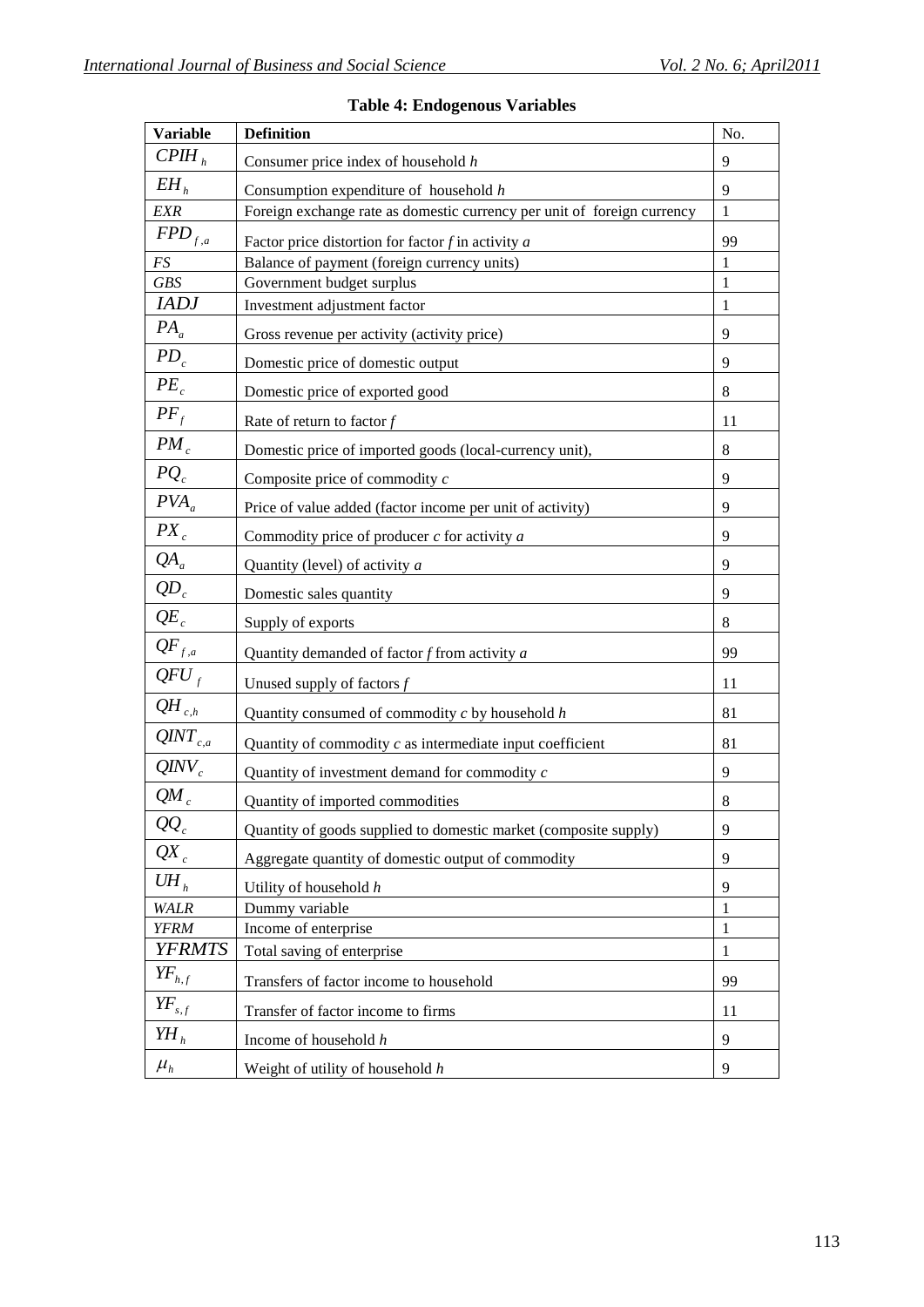**Table 4: Endogenous Variables**

| Variable | Definition | No. |
|---|---|---|
| $CPIH_h$ | Consumer price index of household *h* | 9 |
| $EH_h$ | Consumption expenditure of household *h* | 9 |
| $EXR$ | Foreign exchange rate as domestic currency per unit of foreign currency | 1 |
| $FPD_{f,a}$ | Factor price distortion for factor *f* in activity *a* | 99 |
| $FS$ | Balance of payment (foreign currency units) | 1 |
| $GBS$ | Government budget surplus | 1 |
| $IADJ$ | Investment adjustment factor | 1 |
| $PA_a$ | Gross revenue per activity (activity price) | 9 |
| $PD_c$ | Domestic price of domestic output | 9 |
| $PE_c$ | Domestic price of exported good | 8 |
| $PF_f$ | Rate of return to factor *f* | 11 |
| $PM_c$ | Domestic price of imported goods (local-currency unit), | 8 |
| $PQ_c$ | Composite price of commodity *c* | 9 |
| $PVA_a$ | Price of value added (factor income per unit of activity) | 9 |
| $PX_c$ | Commodity price of producer *c* for activity *a* | 9 |
| $QA_a$ | Quantity (level) of activity *a* | 9 |
| $QD_c$ | Domestic sales quantity | 9 |
| $QE_c$ | Supply of exports | 8 |
| $QF_{f,a}$ | Quantity demanded of factor *f* from activity *a* | 99 |
| $QFU_f$ | Unused supply of factors *f* | 11 |
| $QH_{c,h}$ | Quantity consumed of commodity *c* by household *h* | 81 |
| $QINT_{c,a}$ | Quantity of commodity *c* as intermediate input coefficient | 81 |
| $QINV_c$ | Quantity of investment demand for commodity *c* | 9 |
| $QM_c$ | Quantity of imported commodities | 8 |
| $QQ_c$ | Quantity of goods supplied to domestic market (composite supply) | 9 |
| $QX_c$ | Aggregate quantity of domestic output of commodity | 9 |
| $UH_h$ | Utility of household *h* | 9 |
| $WALR$ | Dummy variable | 1 |
| $YFRM$ | Income of enterprise | 1 |
| $YFRMTS$ | Total saving of enterprise | 1 |
| $YF_{h,f}$ | Transfers of factor income to household | 99 |
| $YF_{s,f}$ | Transfer of factor income to firms | 11 |
| $YH_h$ | Income of household *h* | 9 |
| $\mu_h$ | Weight of utility of household *h* | 9 |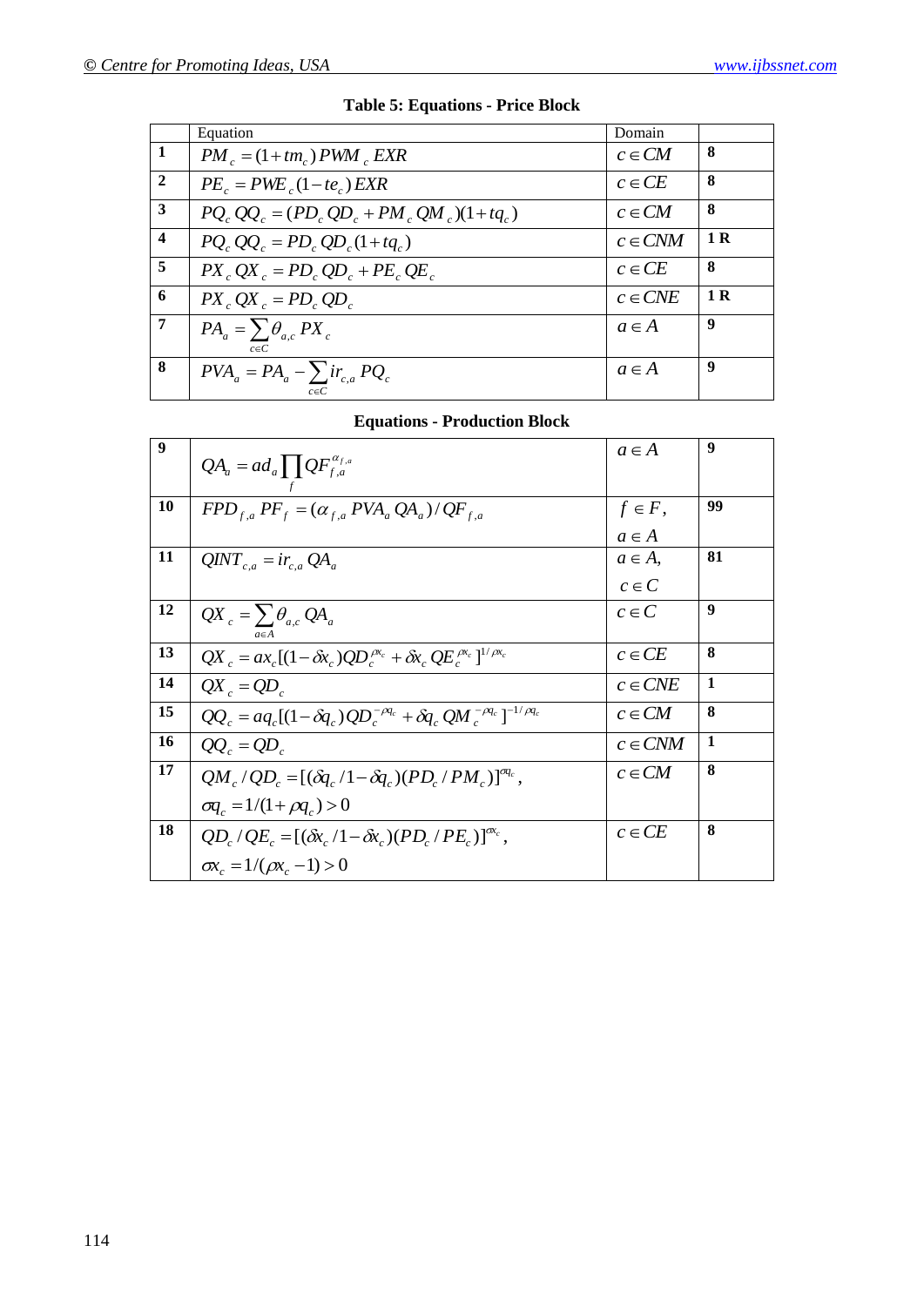**Table 5: Equations - Price Block**

| | Equation | Domain | |
|---|---|---|---|
| **1** | $PM_c = (1+tm_c)\,PWM_c\,EXR$ | $c \in CM$ | **8** |
| **2** | $PE_c = PWE_c(1-te_c)\,EXR$ | $c \in CE$ | **8** |
| **3** | $PQ_c\,QQ_c = (PD_c\,QD_c + PM_c\,QM_c)(1+tq_c)$ | $c \in CM$ | **8** |
| **4** | $PQ_c\,QQ_c = PD_c\,QD_c(1+tq_c)$ | $c \in CNM$ | **1 R** |
| **5** | $PX_c\,QX_c = PD_c\,QD_c + PE_c\,QE_c$ | $c \in CE$ | **8** |
| **6** | $PX_c\,QX_c = PD_c\,QD_c$ | $c \in CNE$ | **1 R** |
| **7** | $PA_a = \sum_{c \in C} \theta_{a,c}\,PX_c$ | $a \in A$ | **9** |
| **8** | $PVA_a = PA_a - \sum_{c \in C} ir_{c,a}\,PQ_c$ | $a \in A$ | **9** |

**Equations - Production Block**

| | Equation | Domain | |
|---|---|---|---|
| **9** | $QA_a = ad_a \prod_f QF_{f,a}^{\alpha_{f,a}}$ | $a \in A$ | **9** |
| **10** | $FPD_{f,a}\,PF_f = (\alpha_{f,a}\,PVA_a\,QA_a)/QF_{f,a}$ | $f \in F$, $a \in A$ | **99** |
| **11** | $QINT_{c,a} = ir_{c,a}\,QA_a$ | $a \in A$, $c \in C$ | **81** |
| **12** | $QX_c = \sum_{a \in A} \theta_{a,c}\,QA_a$ | $c \in C$ | **9** |
| **13** | $QX_c = ax_c[(1-\delta x_c)QD_c^{\rho x_c} + \delta x_c\,QE_c^{\rho x_c}]^{1/\rho x_c}$ | $c \in CE$ | **8** |
| **14** | $QX_c = QD_c$ | $c \in CNE$ | **1** |
| **15** | $QQ_c = aq_c[(1-\delta q_c)QD_c^{-\rho q_c} + \delta q_c\,QM_c^{-\rho q_c}]^{-1/\rho q_c}$ | $c \in CM$ | **8** |
| **16** | $QQ_c = QD_c$ | $c \in CNM$ | **1** |
| **17** | $QM_c / QD_c = [(\delta q_c / 1-\delta q_c)(PD_c / PM_c)]^{\sigma q_c}$, $\sigma q_c = 1/(1+\rho q_c) > 0$ | $c \in CM$ | **8** |
| **18** | $QD_c / QE_c = [(\delta x_c / 1-\delta x_c)(PD_c / PE_c)]^{\sigma x_c}$, $\sigma x_c = 1/(\rho x_c - 1) > 0$ | $c \in CE$ | **8** |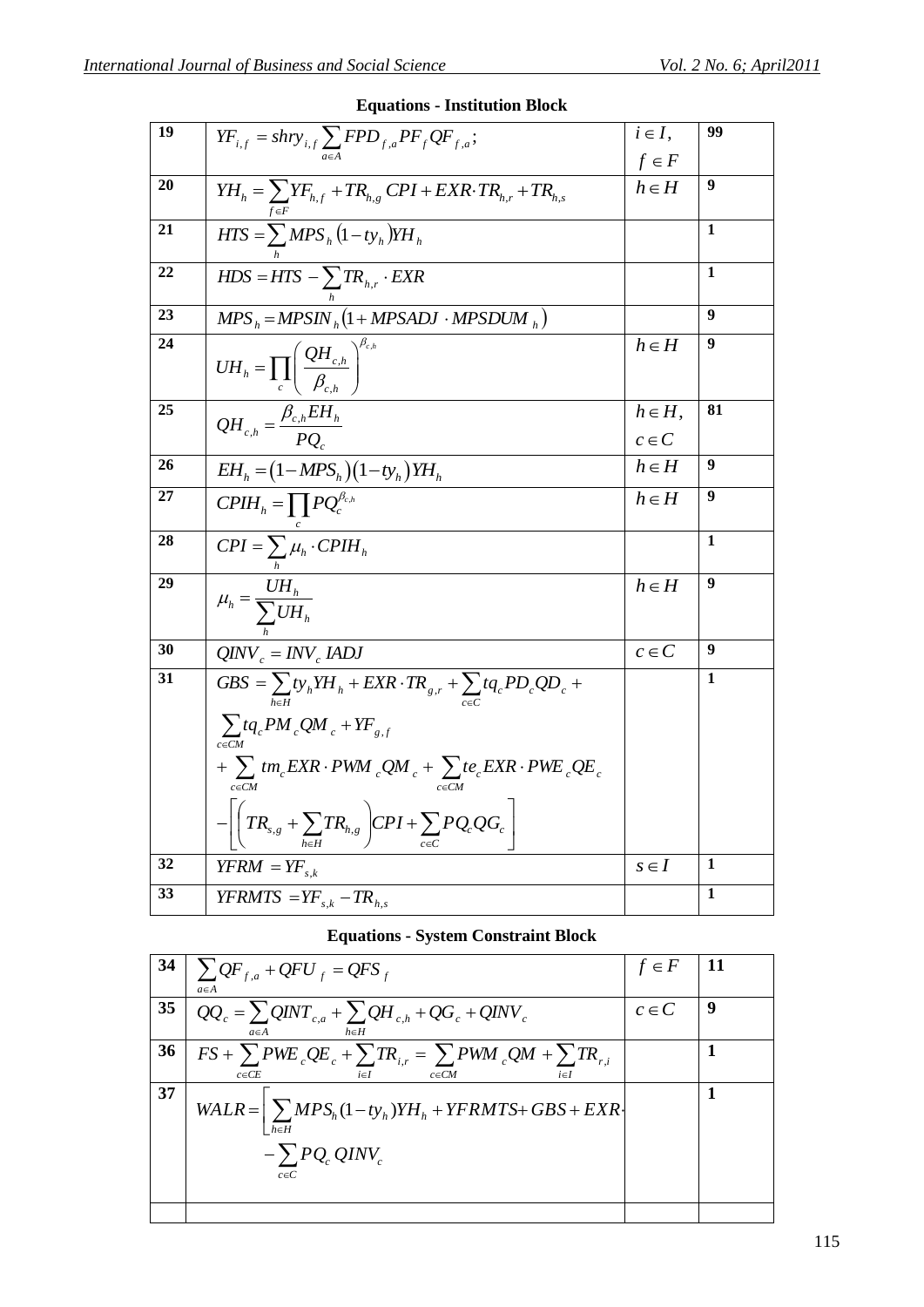**Equations - Institution Block**

| | | | |
|---|---|---|---|
| 19 | $YF_{i,f} = shry_{i,f} \sum_{a \in A} FPD_{f,a} PF_f QF_{f,a};$ | $i \in I$, $f \in F$ | 99 |
| 20 | $YH_h = \sum_{f \in F} YF_{h,f} + TR_{h,g}\, CPI + EXR \cdot TR_{h,r} + TR_{h,s}$ | $h \in H$ | 9 |
| 21 | $HTS = \sum_h MPS_h (1 - ty_h) YH_h$ | | 1 |
| 22 | $HDS = HTS - \sum_h TR_{h,r} \cdot EXR$ | | 1 |
| 23 | $MPS_h = MPSIN_h (1 + MPSADJ \cdot MPSDUM_h)$ | | 9 |
| 24 | $UH_h = \prod_c \left( \frac{QH_{c,h}}{\beta_{c,h}} \right)^{\beta_{c,h}}$ | $h \in H$ | 9 |
| 25 | $QH_{c,h} = \frac{\beta_{c,h} EH_h}{PQ_c}$ | $h \in H$, $c \in C$ | 81 |
| 26 | $EH_h = (1 - MPS_h)(1 - ty_h) YH_h$ | $h \in H$ | 9 |
| 27 | $CPIH_h = \prod_c PQ_c^{\beta_{c,h}}$ | $h \in H$ | 9 |
| 28 | $CPI = \sum_h \mu_h \cdot CPIH_h$ | | 1 |
| 29 | $\mu_h = \frac{UH_h}{\sum_h UH_h}$ | $h \in H$ | 9 |
| 30 | $QINV_c = INV_c\, IADJ$ | $c \in C$ | 9 |
| 31 | $GBS = \sum_{h \in H} ty_h YH_h + EXR \cdot TR_{g,r} + \sum_{c \in C} tq_c PD_c QD_c + \sum_{c \in CM} tq_c PM_c QM_c + YF_{g,f} + \sum_{c \in CM} tm_c EXR \cdot PWM_c QM_c + \sum_{c \in CM} te_c EXR \cdot PWE_c QE_c - \left[ \left( TR_{s,g} + \sum_{h \in H} TR_{h,g} \right) CPI + \sum_{c \in C} PQ_c QG_c \right]$ | | 1 |
| 32 | $YFRM = YF_{s,k}$ | $s \in I$ | 1 |
| 33 | $YFRMTS = YF_{s,k} - TR_{h,s}$ | | 1 |

**Equations - System Constraint Block**

| | | | |
|---|---|---|---|
| 34 | $\sum_{a \in A} QF_{f,a} + QFU_f = QFS_f$ | $f \in F$ | 11 |
| 35 | $QQ_c = \sum_{a \in A} QINT_{c,a} + \sum_{h \in H} QH_{c,h} + QG_c + QINV_c$ | $c \in C$ | 9 |
| 36 | $FS + \sum_{c \in CE} PWE_c QE_c + \sum_{i \in I} TR_{i,r} = \sum_{c \in CM} PWM_c QM + \sum_{i \in I} TR_{r,i}$ | | 1 |
| 37 | $WALR = \left[ \sum_{h \in H} MPS_h (1 - ty_h) YH_h + YFRMTS + GBS + EXR \cdot \right. - \sum_{c \in C} PQ_c\, QINV_c$ | | 1 |
| | | | |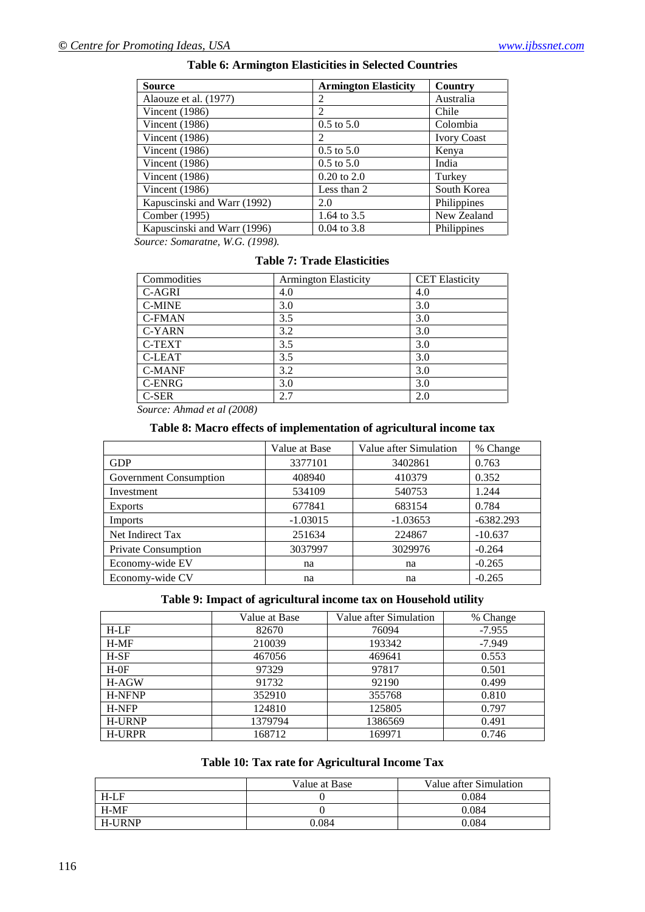**Table 6: Armington Elasticities in Selected Countries**

| Source | Armington Elasticity | Country |
|---|---|---|
| Alaouze et al. (1977) | 2 | Australia |
| Vincent (1986) | 2 | Chile |
| Vincent (1986) | 0.5 to 5.0 | Colombia |
| Vincent (1986) | 2 | Ivory Coast |
| Vincent (1986) | 0.5 to 5.0 | Kenya |
| Vincent (1986) | 0.5 to 5.0 | India |
| Vincent (1986) | 0.20 to 2.0 | Turkey |
| Vincent (1986) | Less than 2 | South Korea |
| Kapuscinski and Warr (1992) | 2.0 | Philippines |
| Comber (1995) | 1.64 to 3.5 | New Zealand |
| Kapuscinski and Warr (1996) | 0.04 to 3.8 | Philippines |

*Source: Somaratne, W.G. (1998).*

**Table 7: Trade Elasticities**

| Commodities | Armington Elasticity | CET Elasticity |
|---|---|---|
| C-AGRI | 4.0 | 4.0 |
| C-MINE | 3.0 | 3.0 |
| C-FMAN | 3.5 | 3.0 |
| C-YARN | 3.2 | 3.0 |
| C-TEXT | 3.5 | 3.0 |
| C-LEAT | 3.5 | 3.0 |
| C-MANF | 3.2 | 3.0 |
| C-ENRG | 3.0 | 3.0 |
| C-SER | 2.7 | 2.0 |

*Source: Ahmad et al (2008)*

**Table 8: Macro effects of implementation of agricultural income tax**

| | Value at Base | Value after Simulation | % Change |
|---|---|---|---|
| GDP | 3377101 | 3402861 | 0.763 |
| Government Consumption | 408940 | 410379 | 0.352 |
| Investment | 534109 | 540753 | 1.244 |
| Exports | 677841 | 683154 | 0.784 |
| Imports | -1.03015 | -1.03653 | -6382.293 |
| Net Indirect Tax | 251634 | 224867 | -10.637 |
| Private Consumption | 3037997 | 3029976 | -0.264 |
| Economy-wide EV | na | na | -0.265 |
| Economy-wide CV | na | na | -0.265 |

**Table 9: Impact of agricultural income tax on Household utility**

| | Value at Base | Value after Simulation | % Change |
|---|---|---|---|
| H-LF | 82670 | 76094 | -7.955 |
| H-MF | 210039 | 193342 | -7.949 |
| H-SF | 467056 | 469641 | 0.553 |
| H-0F | 97329 | 97817 | 0.501 |
| H-AGW | 91732 | 92190 | 0.499 |
| H-NFNP | 352910 | 355768 | 0.810 |
| H-NFP | 124810 | 125805 | 0.797 |
| H-URNP | 1379794 | 1386569 | 0.491 |
| H-URPR | 168712 | 169971 | 0.746 |

**Table 10: Tax rate for Agricultural Income Tax**

| | Value at Base | Value after Simulation |
|---|---|---|
| H-LF | 0 | 0.084 |
| H-MF | 0 | 0.084 |
| H-URNP | 0.084 | 0.084 |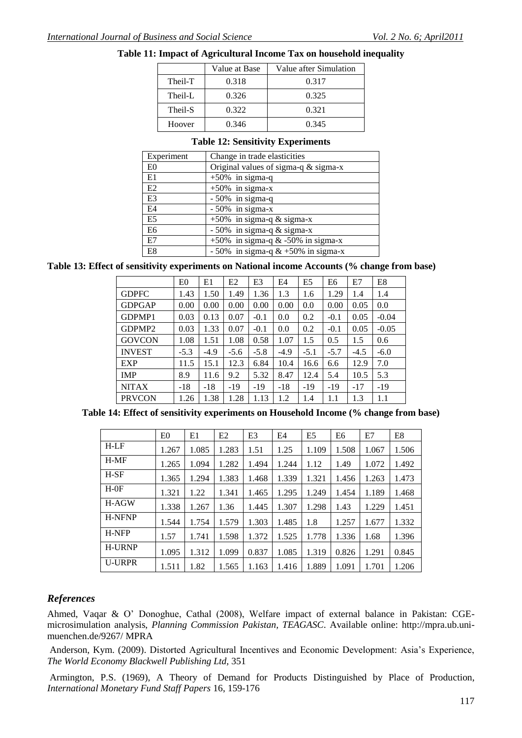**Table 11: Impact of Agricultural Income Tax on household inequality**

| | Value at Base | Value after Simulation |
|---|---|---|
| Theil-T | 0.318 | 0.317 |
| Theil-L | 0.326 | 0.325 |
| Theil-S | 0.322 | 0.321 |
| Hoover | 0.346 | 0.345 |

**Table 12: Sensitivity Experiments**

| Experiment | Change in trade elasticities |
|---|---|
| E0 | Original values of sigma-q & sigma-x |
| E1 | +50% in sigma-q |
| E2 | +50% in sigma-x |
| E3 | - 50% in sigma-q |
| E4 | - 50% in sigma-x |
| E5 | +50% in sigma-q & sigma-x |
| E6 | - 50% in sigma-q & sigma-x |
| E7 | +50% in sigma-q & -50% in sigma-x |
| E8 | - 50% in sigma-q & +50% in sigma-x |

**Table 13: Effect of sensitivity experiments on National income Accounts (% change from base)**

| | E0 | E1 | E2 | E3 | E4 | E5 | E6 | E7 | E8 |
|---|---|---|---|---|---|---|---|---|---|
| GDPFC | 1.43 | 1.50 | 1.49 | 1.36 | 1.3 | 1.6 | 1.29 | 1.4 | 1.4 |
| GDPGAP | 0.00 | 0.00 | 0.00 | 0.00 | 0.00 | 0.0 | 0.00 | 0.05 | 0.0 |
| GDPMP1 | 0.03 | 0.13 | 0.07 | -0.1 | 0.0 | 0.2 | -0.1 | 0.05 | -0.04 |
| GDPMP2 | 0.03 | 1.33 | 0.07 | -0.1 | 0.0 | 0.2 | -0.1 | 0.05 | -0.05 |
| GOVCON | 1.08 | 1.51 | 1.08 | 0.58 | 1.07 | 1.5 | 0.5 | 1.5 | 0.6 |
| INVEST | -5.3 | -4.9 | -5.6 | -5.8 | -4.9 | -5.1 | -5.7 | -4.5 | -6.0 |
| EXP | 11.5 | 15.1 | 12.3 | 6.84 | 10.4 | 16.6 | 6.6 | 12.9 | 7.0 |
| IMP | 8.9 | 11.6 | 9.2 | 5.32 | 8.47 | 12.4 | 5.4 | 10.5 | 5.3 |
| NITAX | -18 | -18 | -19 | -19 | -18 | -19 | -19 | -17 | -19 |
| PRVCON | 1.26 | 1.38 | 1.28 | 1.13 | 1.2 | 1.4 | 1.1 | 1.3 | 1.1 |

**Table 14: Effect of sensitivity experiments on Household Income (% change from base)**

| | E0 | E1 | E2 | E3 | E4 | E5 | E6 | E7 | E8 |
|---|---|---|---|---|---|---|---|---|---|
| H-LF | 1.267 | 1.085 | 1.283 | 1.51 | 1.25 | 1.109 | 1.508 | 1.067 | 1.506 |
| H-MF | 1.265 | 1.094 | 1.282 | 1.494 | 1.244 | 1.12 | 1.49 | 1.072 | 1.492 |
| H-SF | 1.365 | 1.294 | 1.383 | 1.468 | 1.339 | 1.321 | 1.456 | 1.263 | 1.473 |
| H-0F | 1.321 | 1.22 | 1.341 | 1.465 | 1.295 | 1.249 | 1.454 | 1.189 | 1.468 |
| H-AGW | 1.338 | 1.267 | 1.36 | 1.445 | 1.307 | 1.298 | 1.43 | 1.229 | 1.451 |
| H-NFNP | 1.544 | 1.754 | 1.579 | 1.303 | 1.485 | 1.8 | 1.257 | 1.677 | 1.332 |
| H-NFP | 1.57 | 1.741 | 1.598 | 1.372 | 1.525 | 1.778 | 1.336 | 1.68 | 1.396 |
| H-URNP | 1.095 | 1.312 | 1.099 | 0.837 | 1.085 | 1.319 | 0.826 | 1.291 | 0.845 |
| U-URPR | 1.511 | 1.82 | 1.565 | 1.163 | 1.416 | 1.889 | 1.091 | 1.701 | 1.206 |

## *References*

Ahmed, Vaqar & O' Donoghue, Cathal (2008), Welfare impact of external balance in Pakistan: CGE-microsimulation analysis, *Planning Commission Pakistan, TEAGASC*. Available online: http://mpra.ub.uni-muenchen.de/9267/ MPRA

Anderson, Kym. (2009). Distorted Agricultural Incentives and Economic Development: Asia's Experience, *The World Economy Blackwell Publishing Ltd,* 351

Armington, P.S. (1969), A Theory of Demand for Products Distinguished by Place of Production, *International Monetary Fund Staff Papers* 16, 159-176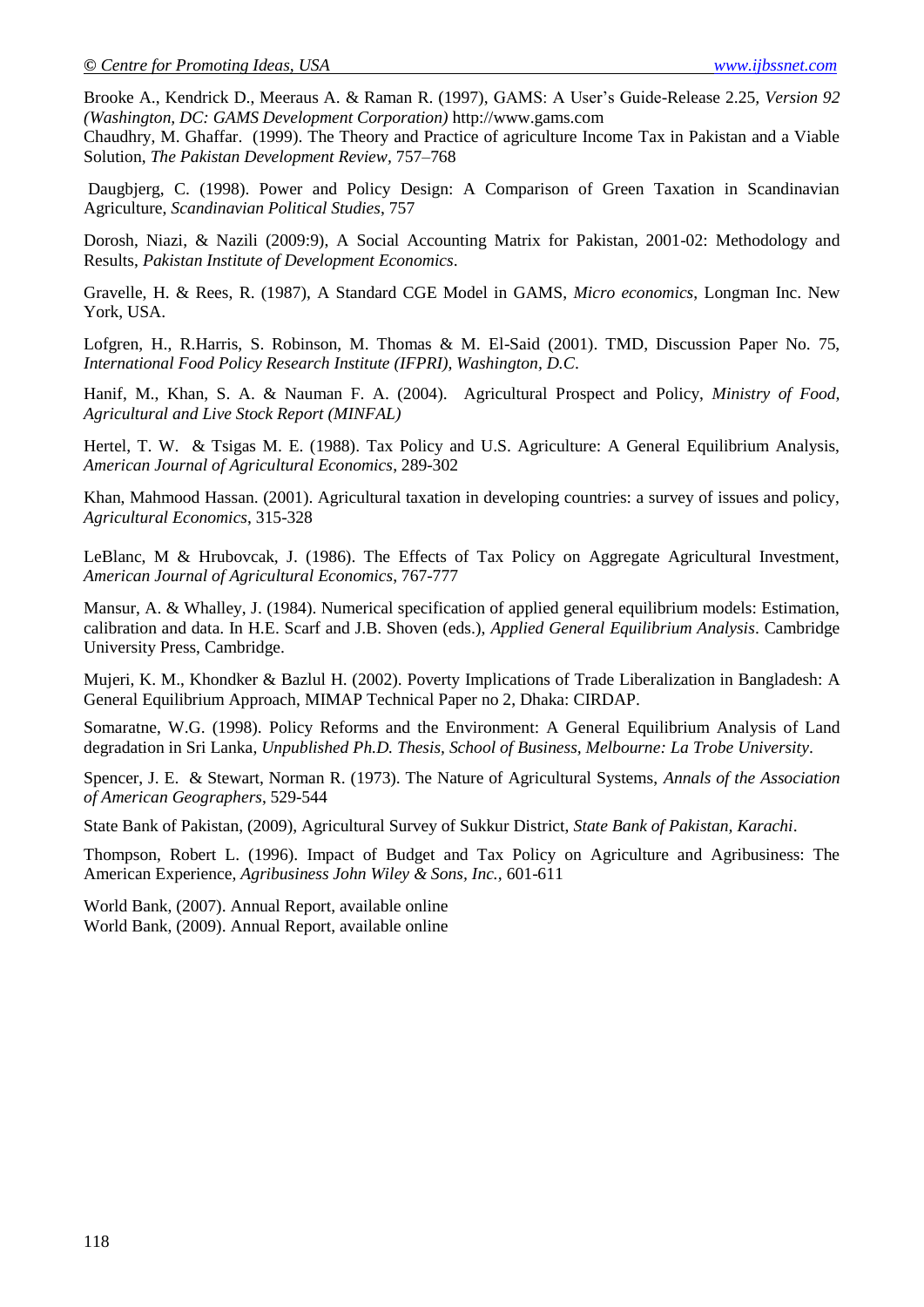Brooke A., Kendrick D., Meeraus A. & Raman R. (1997), GAMS: A User's Guide-Release 2.25, *Version 92 (Washington, DC: GAMS Development Corporation)* http://www.gams.com

Chaudhry, M. Ghaffar. (1999). The Theory and Practice of agriculture Income Tax in Pakistan and a Viable Solution, *The Pakistan Development Review*, 757–768

Daugbjerg, C. (1998). Power and Policy Design: A Comparison of Green Taxation in Scandinavian Agriculture, *Scandinavian Political Studies*, 757

Dorosh, Niazi, & Nazili (2009:9), A Social Accounting Matrix for Pakistan, 2001-02: Methodology and Results, *Pakistan Institute of Development Economics*.

Gravelle, H. & Rees, R. (1987), A Standard CGE Model in GAMS, *Micro economics*, Longman Inc. New York, USA.

Lofgren, H., R.Harris, S. Robinson, M. Thomas & M. El-Said (2001). TMD, Discussion Paper No. 75, *International Food Policy Research Institute (IFPRI), Washington, D.C*.

Hanif, M., Khan, S. A. & Nauman F. A. (2004). Agricultural Prospect and Policy, *Ministry of Food, Agricultural and Live Stock Report (MINFAL)*

Hertel, T. W. & Tsigas M. E. (1988). Tax Policy and U.S. Agriculture: A General Equilibrium Analysis, *American Journal of Agricultural Economics*, 289-302

Khan, Mahmood Hassan. (2001). Agricultural taxation in developing countries: a survey of issues and policy, *Agricultural Economics*, 315-328

LeBlanc, M & Hrubovcak, J. (1986). The Effects of Tax Policy on Aggregate Agricultural Investment, *American Journal of Agricultural Economics*, 767-777

Mansur, A. & Whalley, J. (1984). Numerical specification of applied general equilibrium models: Estimation, calibration and data. In H.E. Scarf and J.B. Shoven (eds.), *Applied General Equilibrium Analysis*. Cambridge University Press, Cambridge.

Mujeri, K. M., Khondker & Bazlul H. (2002). Poverty Implications of Trade Liberalization in Bangladesh: A General Equilibrium Approach, MIMAP Technical Paper no 2, Dhaka: CIRDAP.

Somaratne, W.G. (1998). Policy Reforms and the Environment: A General Equilibrium Analysis of Land degradation in Sri Lanka, *Unpublished Ph.D. Thesis, School of Business, Melbourne: La Trobe University*.

Spencer, J. E. & Stewart, Norman R. (1973). The Nature of Agricultural Systems, *Annals of the Association of American Geographers*, 529-544

State Bank of Pakistan, (2009), Agricultural Survey of Sukkur District, *State Bank of Pakistan, Karachi*.

Thompson, Robert L. (1996). Impact of Budget and Tax Policy on Agriculture and Agribusiness: The American Experience, *Agribusiness John Wiley & Sons, Inc.*, 601-611

World Bank, (2007). Annual Report, available online

World Bank, (2009). Annual Report, available online